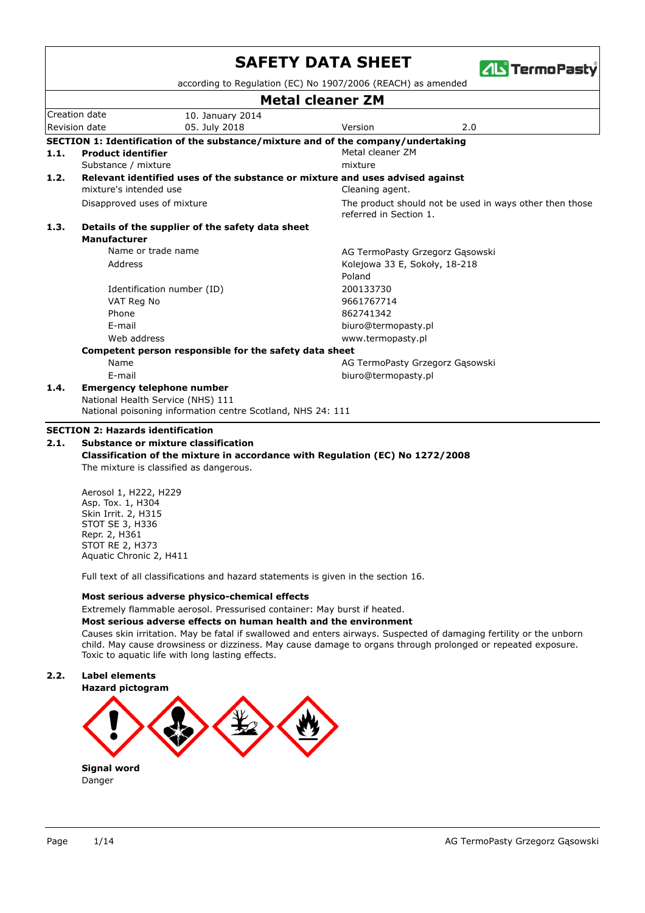# SAFETY DATA SHEET

according to Regulation (EC) No 1907/2006 (REACH) as amended

## Metal cleaner ZM

| Creation date | 10. January 2014 | | |
|---|---|---|---|
| Revision date | 05. July 2018 | Version | 2.0 |

## SECTION 1: Identification of the substance/mixture and of the company/undertaking

**1.1. Product identifier** — Metal cleaner ZM

Substance / mixture — mixture

**1.2. Relevant identified uses of the substance or mixture and uses advised against**

mixture's intended use — Cleaning agent.

Disapproved uses of mixture — The product should not be used in ways other then those referred in Section 1.

**1.3. Details of the supplier of the safety data sheet**

**Manufacturer**

| | |
|---|---|
| Name or trade name | AG TermoPasty Grzegorz Gąsowski |
| Address | Kolejowa 33 E, Sokoły, 18-218 Poland |
| Identification number (ID) | 200133730 |
| VAT Reg No | 9661767714 |
| Phone | 862741342 |
| E-mail | biuro@termopasty.pl |
| Web address | www.termopasty.pl |

**Competent person responsible for the safety data sheet**

| | |
|---|---|
| Name | AG TermoPasty Grzegorz Gąsowski |
| E-mail | biuro@termopasty.pl |

**1.4. Emergency telephone number**

National Health Service (NHS) 111
National poisoning information centre Scotland, NHS 24: 111

## SECTION 2: Hazards identification

**2.1. Substance or mixture classification**

**Classification of the mixture in accordance with Regulation (EC) No 1272/2008**

The mixture is classified as dangerous.

Aerosol 1, H222, H229
Asp. Tox. 1, H304
Skin Irrit. 2, H315
STOT SE 3, H336
Repr. 2, H361
STOT RE 2, H373
Aquatic Chronic 2, H411

Full text of all classifications and hazard statements is given in the section 16.

**Most serious adverse physico-chemical effects**

Extremely flammable aerosol. Pressurised container: May burst if heated.

**Most serious adverse effects on human health and the environment**

Causes skin irritation. May be fatal if swallowed and enters airways. Suspected of damaging fertility or the unborn child. May cause drowsiness or dizziness. May cause damage to organs through prolonged or repeated exposure. Toxic to aquatic life with long lasting effects.

**2.2. Label elements**

**Hazard pictogram**

**Signal word**

Danger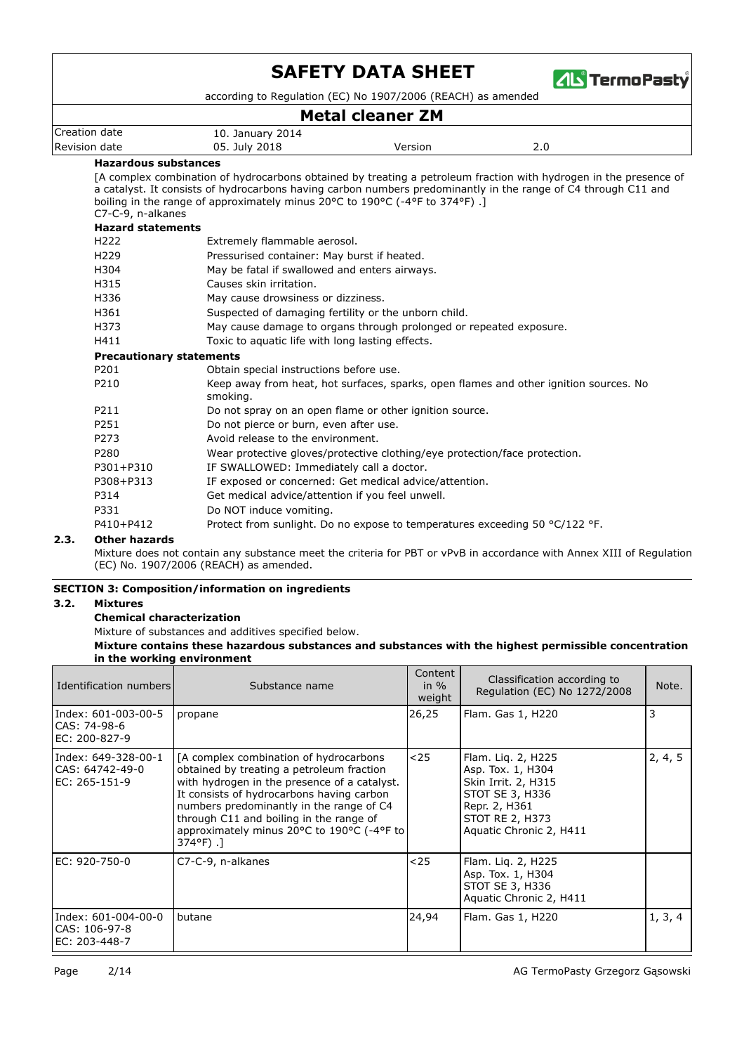**Hazardous substances**

[A complex combination of hydrocarbons obtained by treating a petroleum fraction with hydrogen in the presence of a catalyst. It consists of hydrocarbons having carbon numbers predominantly in the range of C4 through C11 and boiling in the range of approximately minus 20°C to 190°C (-4°F to 374°F) .]
C7-C-9, n-alkanes

**Hazard statements**

| | |
|---|---|
| H222 | Extremely flammable aerosol. |
| H229 | Pressurised container: May burst if heated. |
| H304 | May be fatal if swallowed and enters airways. |
| H315 | Causes skin irritation. |
| H336 | May cause drowsiness or dizziness. |
| H361 | Suspected of damaging fertility or the unborn child. |
| H373 | May cause damage to organs through prolonged or repeated exposure. |
| H411 | Toxic to aquatic life with long lasting effects. |

**Precautionary statements**

| | |
|---|---|
| P201 | Obtain special instructions before use. |
| P210 | Keep away from heat, hot surfaces, sparks, open flames and other ignition sources. No smoking. |
| P211 | Do not spray on an open flame or other ignition source. |
| P251 | Do not pierce or burn, even after use. |
| P273 | Avoid release to the environment. |
| P280 | Wear protective gloves/protective clothing/eye protection/face protection. |
| P301+P310 | IF SWALLOWED: Immediately call a doctor. |
| P308+P313 | IF exposed or concerned: Get medical advice/attention. |
| P314 | Get medical advice/attention if you feel unwell. |
| P331 | Do NOT induce vomiting. |
| P410+P412 | Protect from sunlight. Do no expose to temperatures exceeding 50 °C/122 °F. |

### 2.3. Other hazards

Mixture does not contain any substance meet the criteria for PBT or vPvB in accordance with Annex XIII of Regulation (EC) No. 1907/2006 (REACH) as amended.

## SECTION 3: Composition/information on ingredients

### 3.2. Mixtures

**Chemical characterization**

Mixture of substances and additives specified below.

**Mixture contains these hazardous substances and substances with the highest permissible concentration in the working environment**

| Identification numbers | Substance name | Content in % weight | Classification according to Regulation (EC) No 1272/2008 | Note. |
|---|---|---|---|---|
| Index: 601-003-00-5<br>CAS: 74-98-6<br>EC: 200-827-9 | propane | 26,25 | Flam. Gas 1, H220 | 3 |
| Index: 649-328-00-1<br>CAS: 64742-49-0<br>EC: 265-151-9 | [A complex combination of hydrocarbons obtained by treating a petroleum fraction with hydrogen in the presence of a catalyst. It consists of hydrocarbons having carbon numbers predominantly in the range of C4 through C11 and boiling in the range of approximately minus 20°C to 190°C (-4°F to 374°F) .] | <25 | Flam. Liq. 2, H225<br>Asp. Tox. 1, H304<br>Skin Irrit. 2, H315<br>STOT SE 3, H336<br>Repr. 2, H361<br>STOT RE 2, H373<br>Aquatic Chronic 2, H411 | 2, 4, 5 |
| EC: 920-750-0 | C7-C-9, n-alkanes | <25 | Flam. Liq. 2, H225<br>Asp. Tox. 1, H304<br>STOT SE 3, H336<br>Aquatic Chronic 2, H411 | |
| Index: 601-004-00-0<br>CAS: 106-97-8<br>EC: 203-448-7 | butane | 24,94 | Flam. Gas 1, H220 | 1, 3, 4 |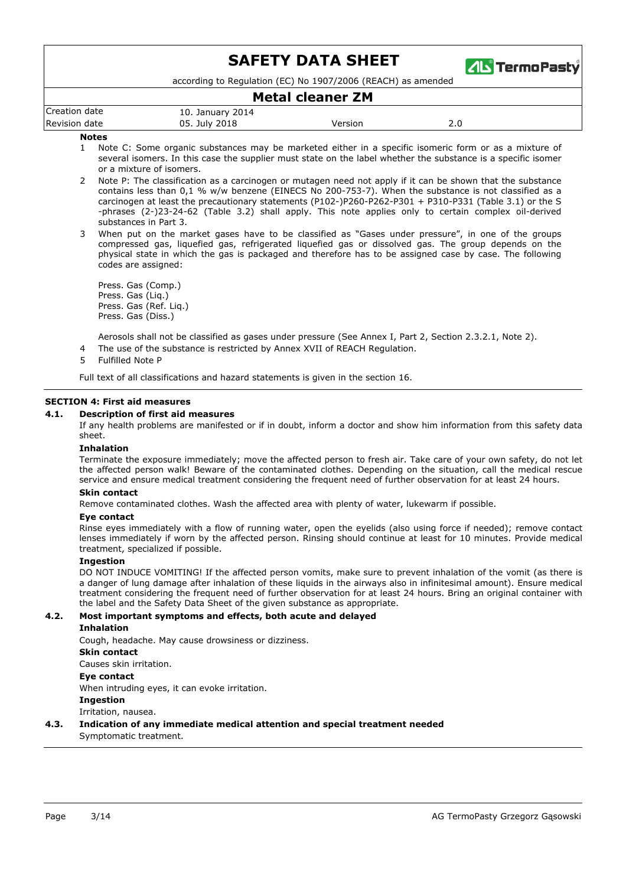**Notes**

1. Note C: Some organic substances may be marketed either in a specific isomeric form or as a mixture of several isomers. In this case the supplier must state on the label whether the substance is a specific isomer or a mixture of isomers.
2. Note P: The classification as a carcinogen or mutagen need not apply if it can be shown that the substance contains less than 0,1 % w/w benzene (EINECS No 200-753-7). When the substance is not classified as a carcinogen at least the precautionary statements (P102-)P260-P262-P301 + P310-P331 (Table 3.1) or the S -phrases (2-)23-24-62 (Table 3.2) shall apply. This note applies only to certain complex oil-derived substances in Part 3.
3. When put on the market gases have to be classified as "Gases under pressure", in one of the groups compressed gas, liquefied gas, refrigerated liquefied gas or dissolved gas. The group depends on the physical state in which the gas is packaged and therefore has to be assigned case by case. The following codes are assigned:

   Press. Gas (Comp.)
   Press. Gas (Liq.)
   Press. Gas (Ref. Liq.)
   Press. Gas (Diss.)

   Aerosols shall not be classified as gases under pressure (See Annex I, Part 2, Section 2.3.2.1, Note 2).
4. The use of the substance is restricted by Annex XVII of REACH Regulation.
5. Fulfilled Note P

Full text of all classifications and hazard statements is given in the section 16.

## SECTION 4: First aid measures

### 4.1. Description of first aid measures

If any health problems are manifested or if in doubt, inform a doctor and show him information from this safety data sheet.

**Inhalation**

Terminate the exposure immediately; move the affected person to fresh air. Take care of your own safety, do not let the affected person walk! Beware of the contaminated clothes. Depending on the situation, call the medical rescue service and ensure medical treatment considering the frequent need of further observation for at least 24 hours.

**Skin contact**

Remove contaminated clothes. Wash the affected area with plenty of water, lukewarm if possible.

**Eye contact**

Rinse eyes immediately with a flow of running water, open the eyelids (also using force if needed); remove contact lenses immediately if worn by the affected person. Rinsing should continue at least for 10 minutes. Provide medical treatment, specialized if possible.

**Ingestion**

DO NOT INDUCE VOMITING! If the affected person vomits, make sure to prevent inhalation of the vomit (as there is a danger of lung damage after inhalation of these liquids in the airways also in infinitesimal amount). Ensure medical treatment considering the frequent need of further observation for at least 24 hours. Bring an original container with the label and the Safety Data Sheet of the given substance as appropriate.

### 4.2. Most important symptoms and effects, both acute and delayed

**Inhalation**

Cough, headache. May cause drowsiness or dizziness.

**Skin contact**

Causes skin irritation.

**Eye contact**

When intruding eyes, it can evoke irritation.

**Ingestion**

Irritation, nausea.

### 4.3. Indication of any immediate medical attention and special treatment needed

Symptomatic treatment.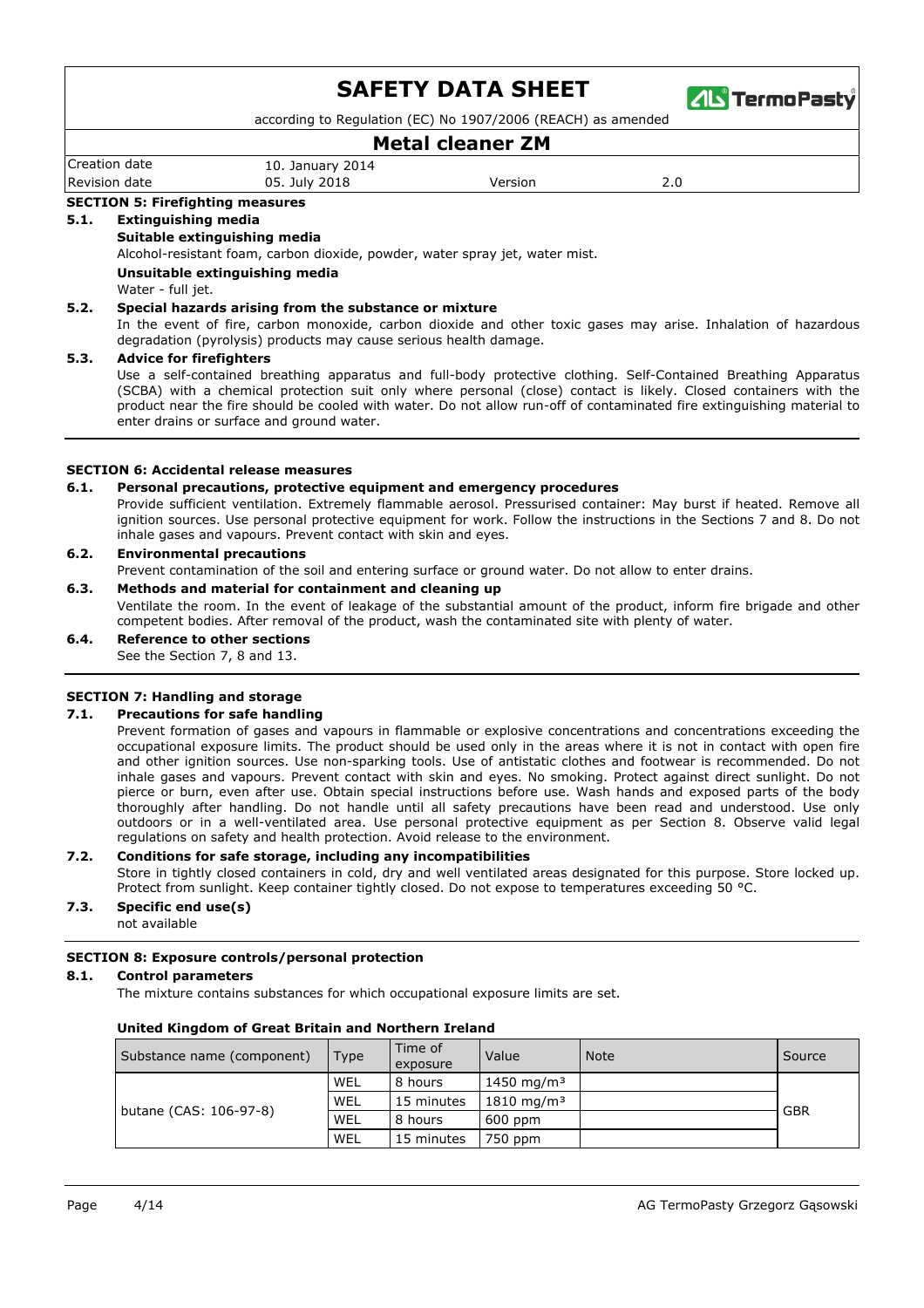## SECTION 5: Firefighting measures

### 5.1. Extinguishing media

**Suitable extinguishing media**

Alcohol-resistant foam, carbon dioxide, powder, water spray jet, water mist.

**Unsuitable extinguishing media**

Water - full jet.

### 5.2. Special hazards arising from the substance or mixture

In the event of fire, carbon monoxide, carbon dioxide and other toxic gases may arise. Inhalation of hazardous degradation (pyrolysis) products may cause serious health damage.

### 5.3. Advice for firefighters

Use a self-contained breathing apparatus and full-body protective clothing. Self-Contained Breathing Apparatus (SCBA) with a chemical protection suit only where personal (close) contact is likely. Closed containers with the product near the fire should be cooled with water. Do not allow run-off of contaminated fire extinguishing material to enter drains or surface and ground water.

## SECTION 6: Accidental release measures

### 6.1. Personal precautions, protective equipment and emergency procedures

Provide sufficient ventilation. Extremely flammable aerosol. Pressurised container: May burst if heated. Remove all ignition sources. Use personal protective equipment for work. Follow the instructions in the Sections 7 and 8. Do not inhale gases and vapours. Prevent contact with skin and eyes.

### 6.2. Environmental precautions

Prevent contamination of the soil and entering surface or ground water. Do not allow to enter drains.

### 6.3. Methods and material for containment and cleaning up

Ventilate the room. In the event of leakage of the substantial amount of the product, inform fire brigade and other competent bodies. After removal of the product, wash the contaminated site with plenty of water.

### 6.4. Reference to other sections

See the Section 7, 8 and 13.

## SECTION 7: Handling and storage

### 7.1. Precautions for safe handling

Prevent formation of gases and vapours in flammable or explosive concentrations and concentrations exceeding the occupational exposure limits. The product should be used only in the areas where it is not in contact with open fire and other ignition sources. Use non-sparking tools. Use of antistatic clothes and footwear is recommended. Do not inhale gases and vapours. Prevent contact with skin and eyes. No smoking. Protect against direct sunlight. Do not pierce or burn, even after use. Obtain special instructions before use. Wash hands and exposed parts of the body thoroughly after handling. Do not handle until all safety precautions have been read and understood. Use only outdoors or in a well-ventilated area. Use personal protective equipment as per Section 8. Observe valid legal regulations on safety and health protection. Avoid release to the environment.

### 7.2. Conditions for safe storage, including any incompatibilities

Store in tightly closed containers in cold, dry and well ventilated areas designated for this purpose. Store locked up. Protect from sunlight. Keep container tightly closed. Do not expose to temperatures exceeding 50 °C.

### 7.3. Specific end use(s)

not available

## SECTION 8: Exposure controls/personal protection

### 8.1. Control parameters

The mixture contains substances for which occupational exposure limits are set.

**United Kingdom of Great Britain and Northern Ireland**

| Substance name (component) | Type | Time of exposure | Value | Note | Source |
|---|---|---|---|---|---|
| butane (CAS: 106-97-8) | WEL | 8 hours | 1450 mg/m³ | | GBR |
| | WEL | 15 minutes | 1810 mg/m³ | | |
| | WEL | 8 hours | 600 ppm | | |
| | WEL | 15 minutes | 750 ppm | | |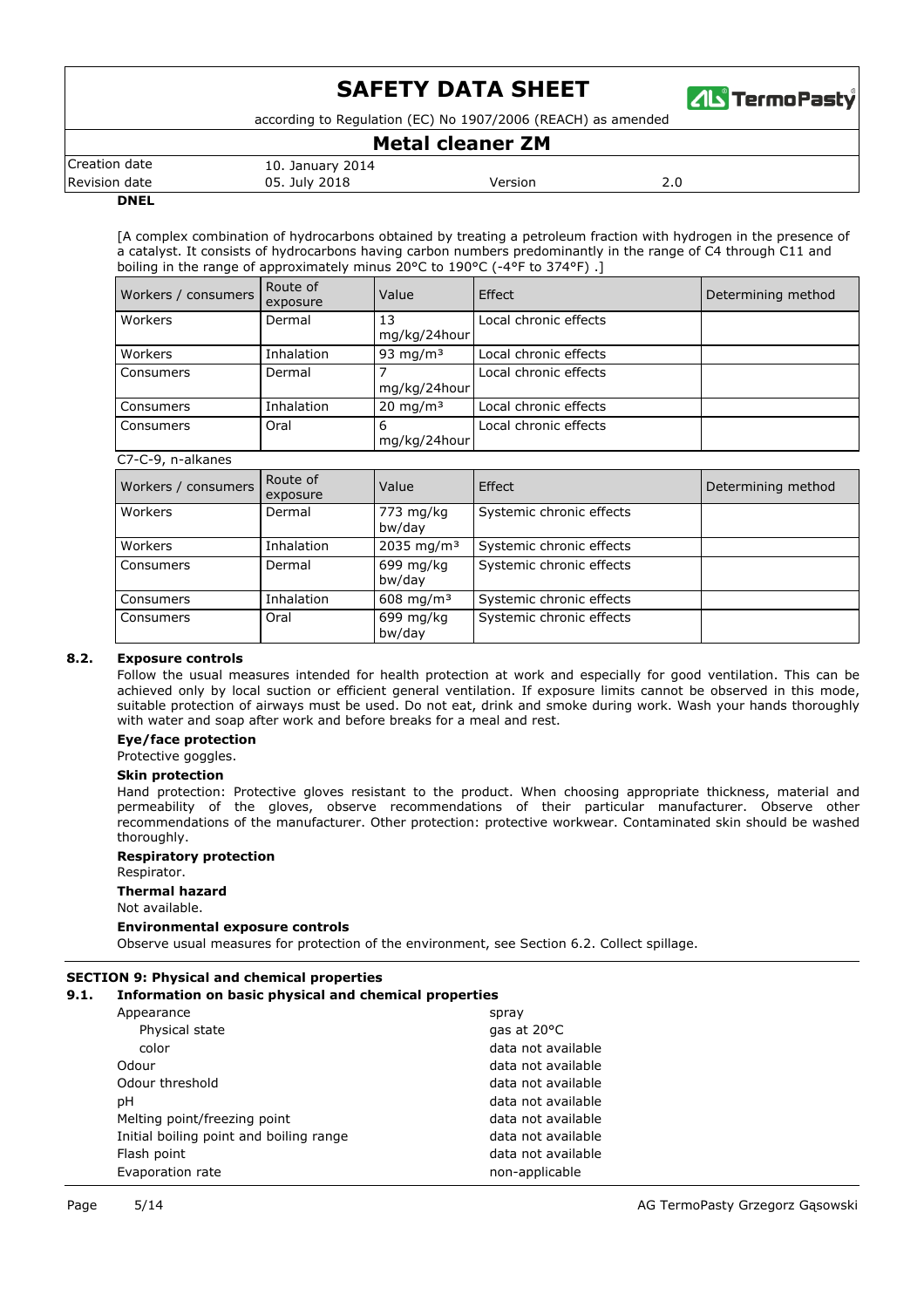**DNEL**

[A complex combination of hydrocarbons obtained by treating a petroleum fraction with hydrogen in the presence of a catalyst. It consists of hydrocarbons having carbon numbers predominantly in the range of C4 through C11 and boiling in the range of approximately minus 20°C to 190°C (-4°F to 374°F) .]

| Workers / consumers | Route of exposure | Value | Effect | Determining method |
|---|---|---|---|---|
| Workers | Dermal | 13 mg/kg/24hour | Local chronic effects | |
| Workers | Inhalation | 93 mg/m³ | Local chronic effects | |
| Consumers | Dermal | 7 mg/kg/24hour | Local chronic effects | |
| Consumers | Inhalation | 20 mg/m³ | Local chronic effects | |
| Consumers | Oral | 6 mg/kg/24hour | Local chronic effects | |

C7-C-9, n-alkanes

| Workers / consumers | Route of exposure | Value | Effect | Determining method |
|---|---|---|---|---|
| Workers | Dermal | 773 mg/kg bw/day | Systemic chronic effects | |
| Workers | Inhalation | 2035 mg/m³ | Systemic chronic effects | |
| Consumers | Dermal | 699 mg/kg bw/day | Systemic chronic effects | |
| Consumers | Inhalation | 608 mg/m³ | Systemic chronic effects | |
| Consumers | Oral | 699 mg/kg bw/day | Systemic chronic effects | |

### 8.2. Exposure controls

Follow the usual measures intended for health protection at work and especially for good ventilation. This can be achieved only by local suction or efficient general ventilation. If exposure limits cannot be observed in this mode, suitable protection of airways must be used. Do not eat, drink and smoke during work. Wash your hands thoroughly with water and soap after work and before breaks for a meal and rest.

**Eye/face protection**

Protective goggles.

**Skin protection**

Hand protection: Protective gloves resistant to the product. When choosing appropriate thickness, material and permeability of the gloves, observe recommendations of their particular manufacturer. Observe other recommendations of the manufacturer. Other protection: protective workwear. Contaminated skin should be washed thoroughly.

**Respiratory protection**

Respirator.

**Thermal hazard**

Not available.

**Environmental exposure controls**

Observe usual measures for protection of the environment, see Section 6.2. Collect spillage.

## SECTION 9: Physical and chemical properties

### 9.1. Information on basic physical and chemical properties

| Property | Value |
|---|---|
| Appearance | spray |
| Physical state | gas at 20°C |
| color | data not available |
| Odour | data not available |
| Odour threshold | data not available |
| pH | data not available |
| Melting point/freezing point | data not available |
| Initial boiling point and boiling range | data not available |
| Flash point | data not available |
| Evaporation rate | non-applicable |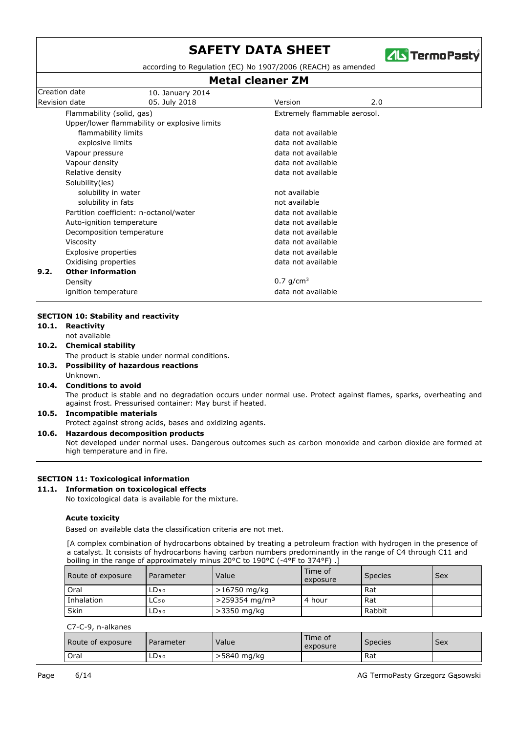| | |
|---|---|
| Flammability (solid, gas) | Extremely flammable aerosol. |
| Upper/lower flammability or explosive limits | |
| flammability limits | data not available |
| explosive limits | data not available |
| Vapour pressure | data not available |
| Vapour density | data not available |
| Relative density | data not available |
| Solubility(ies) | |
| solubility in water | not available |
| solubility in fats | not available |
| Partition coefficient: n-octanol/water | data not available |
| Auto-ignition temperature | data not available |
| Decomposition temperature | data not available |
| Viscosity | data not available |
| Explosive properties | data not available |
| Oxidising properties | data not available |

**9.2. Other information**

| | |
|---|---|
| Density | 0.7 g/cm$^3$ |
| ignition temperature | data not available |

## SECTION 10: Stability and reactivity

**10.1. Reactivity**

not available

**10.2. Chemical stability**

The product is stable under normal conditions.

**10.3. Possibility of hazardous reactions**

Unknown.

**10.4. Conditions to avoid**

The product is stable and no degradation occurs under normal use. Protect against flames, sparks, overheating and against frost. Pressurised container: May burst if heated.

**10.5. Incompatible materials**

Protect against strong acids, bases and oxidizing agents.

**10.6. Hazardous decomposition products**

Not developed under normal uses. Dangerous outcomes such as carbon monoxide and carbon dioxide are formed at high temperature and in fire.

## SECTION 11: Toxicological information

**11.1. Information on toxicological effects**

No toxicological data is available for the mixture.

**Acute toxicity**

Based on available data the classification criteria are not met.

[A complex combination of hydrocarbons obtained by treating a petroleum fraction with hydrogen in the presence of a catalyst. It consists of hydrocarbons having carbon numbers predominantly in the range of C4 through C11 and boiling in the range of approximately minus 20°C to 190°C (-4°F to 374°F) .]

| Route of exposure | Parameter | Value | Time of exposure | Species | Sex |
|---|---|---|---|---|---|
| Oral | $LD_{50}$ | >16750 mg/kg | | Rat | |
| Inhalation | $LC_{50}$ | >259354 mg/m$^3$ | 4 hour | Rat | |
| Skin | $LD_{50}$ | >3350 mg/kg | | Rabbit | |

C7-C-9, n-alkanes

| Route of exposure | Parameter | Value | Time of exposure | Species | Sex |
|---|---|---|---|---|---|
| Oral | $LD_{50}$ | >5840 mg/kg | | Rat | |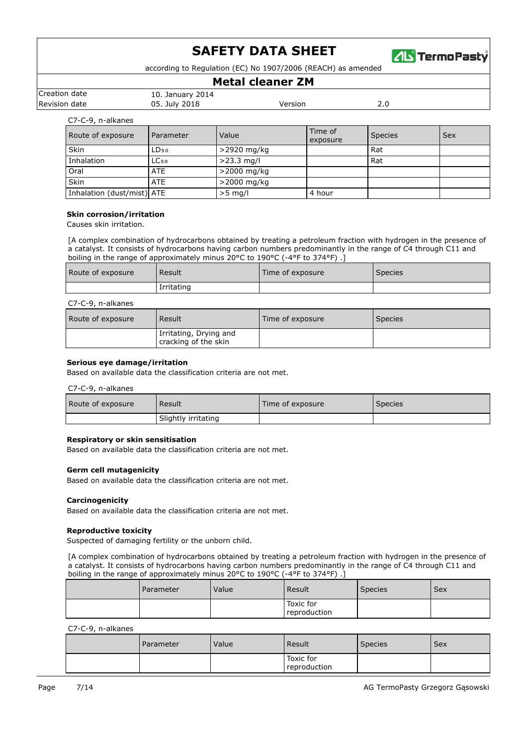C7-C-9, n-alkanes

| Route of exposure | Parameter | Value | Time of exposure | Species | Sex |
| --- | --- | --- | --- | --- | --- |
| Skin | $LD_{50}$ | >2920 mg/kg | | Rat | |
| Inhalation | $LC_{50}$ | >23.3 mg/l | | Rat | |
| Oral | ATE | >2000 mg/kg | | | |
| Skin | ATE | >2000 mg/kg | | | |
| Inhalation (dust/mist) | ATE | >5 mg/l | 4 hour | | |

**Skin corrosion/irritation**

Causes skin irritation.

[A complex combination of hydrocarbons obtained by treating a petroleum fraction with hydrogen in the presence of a catalyst. It consists of hydrocarbons having carbon numbers predominantly in the range of C4 through C11 and boiling in the range of approximately minus 20°C to 190°C (-4°F to 374°F) .]

| Route of exposure | Result | Time of exposure | Species |
| --- | --- | --- | --- |
| | Irritating | | |

C7-C-9, n-alkanes

| Route of exposure | Result | Time of exposure | Species |
| --- | --- | --- | --- |
| | Irritating, Drying and cracking of the skin | | |

**Serious eye damage/irritation**

Based on available data the classification criteria are not met.

C7-C-9, n-alkanes

| Route of exposure | Result | Time of exposure | Species |
| --- | --- | --- | --- |
| | Slightly irritating | | |

**Respiratory or skin sensitisation**

Based on available data the classification criteria are not met.

**Germ cell mutagenicity**

Based on available data the classification criteria are not met.

**Carcinogenicity**

Based on available data the classification criteria are not met.

**Reproductive toxicity**

Suspected of damaging fertility or the unborn child.

[A complex combination of hydrocarbons obtained by treating a petroleum fraction with hydrogen in the presence of a catalyst. It consists of hydrocarbons having carbon numbers predominantly in the range of C4 through C11 and boiling in the range of approximately minus 20°C to 190°C (-4°F to 374°F) .]

| | Parameter | Value | Result | Species | Sex |
| --- | --- | --- | --- | --- | --- |
| | | | Toxic for reproduction | | |

C7-C-9, n-alkanes

| | Parameter | Value | Result | Species | Sex |
| --- | --- | --- | --- | --- | --- |
| | | | Toxic for reproduction | | |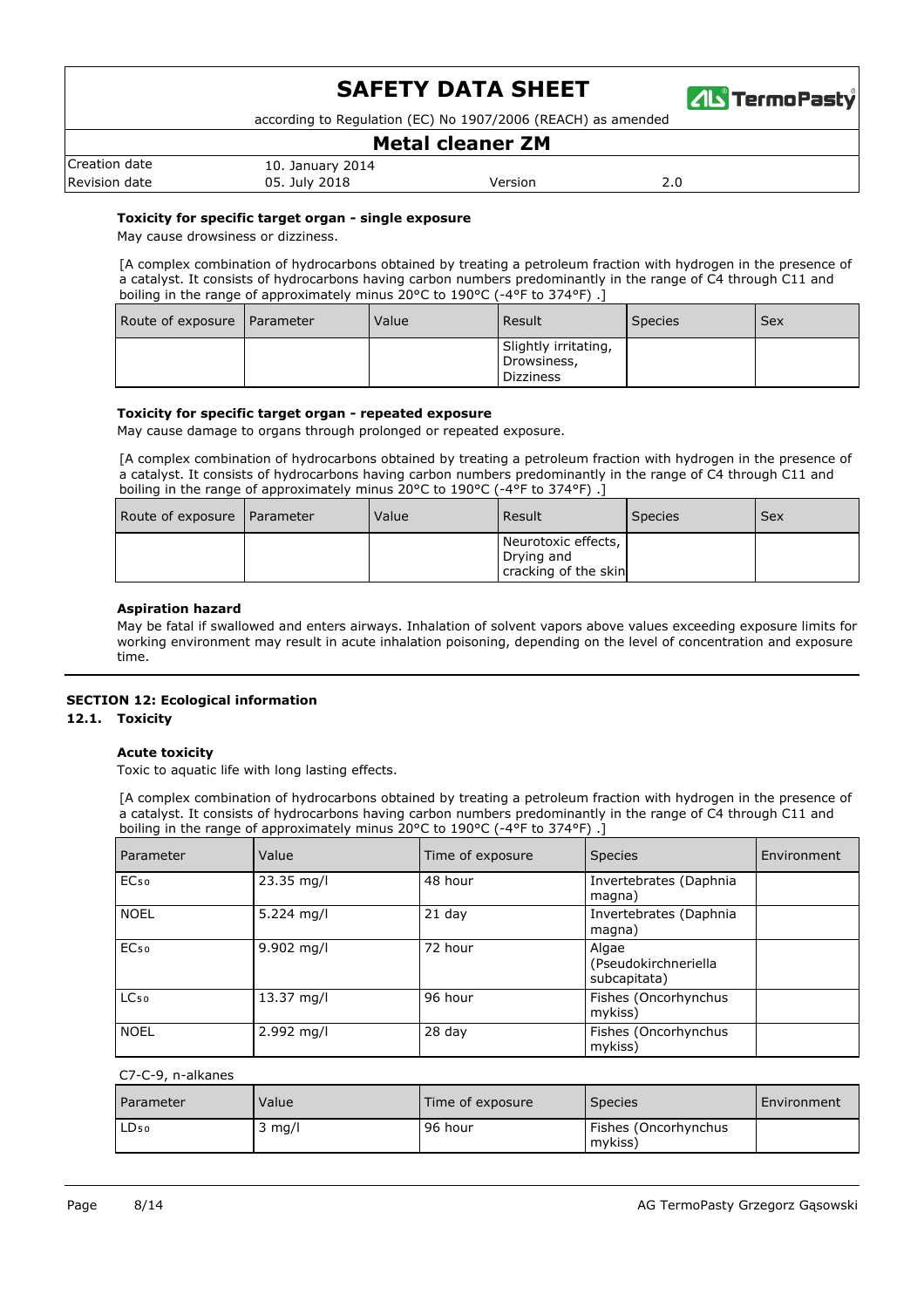**Toxicity for specific target organ - single exposure**

May cause drowsiness or dizziness.

[A complex combination of hydrocarbons obtained by treating a petroleum fraction with hydrogen in the presence of a catalyst. It consists of hydrocarbons having carbon numbers predominantly in the range of C4 through C11 and boiling in the range of approximately minus 20°C to 190°C (-4°F to 374°F) .]

| Route of exposure | Parameter | Value | Result | Species | Sex |
| --- | --- | --- | --- | --- | --- |
| | | | Slightly irritating, Drowsiness, Dizziness | | |

**Toxicity for specific target organ - repeated exposure**

May cause damage to organs through prolonged or repeated exposure.

[A complex combination of hydrocarbons obtained by treating a petroleum fraction with hydrogen in the presence of a catalyst. It consists of hydrocarbons having carbon numbers predominantly in the range of C4 through C11 and boiling in the range of approximately minus 20°C to 190°C (-4°F to 374°F) .]

| Route of exposure | Parameter | Value | Result | Species | Sex |
| --- | --- | --- | --- | --- | --- |
| | | | Neurotoxic effects, Drying and cracking of the skin | | |

**Aspiration hazard**

May be fatal if swallowed and enters airways. Inhalation of solvent vapors above values exceeding exposure limits for working environment may result in acute inhalation poisoning, depending on the level of concentration and exposure time.

## SECTION 12: Ecological information

### 12.1. Toxicity

**Acute toxicity**

Toxic to aquatic life with long lasting effects.

[A complex combination of hydrocarbons obtained by treating a petroleum fraction with hydrogen in the presence of a catalyst. It consists of hydrocarbons having carbon numbers predominantly in the range of C4 through C11 and boiling in the range of approximately minus 20°C to 190°C (-4°F to 374°F) .]

| Parameter | Value | Time of exposure | Species | Environment |
| --- | --- | --- | --- | --- |
| $EC_{50}$ | 23.35 mg/l | 48 hour | Invertebrates (Daphnia magna) | |
| NOEL | 5.224 mg/l | 21 day | Invertebrates (Daphnia magna) | |
| $EC_{50}$ | 9.902 mg/l | 72 hour | Algae (Pseudokirchneriella subcapitata) | |
| $LC_{50}$ | 13.37 mg/l | 96 hour | Fishes (Oncorhynchus mykiss) | |
| NOEL | 2.992 mg/l | 28 day | Fishes (Oncorhynchus mykiss) | |

C7-C-9, n-alkanes

| Parameter | Value | Time of exposure | Species | Environment |
| --- | --- | --- | --- | --- |
| $LD_{50}$ | 3 mg/l | 96 hour | Fishes (Oncorhynchus mykiss) | |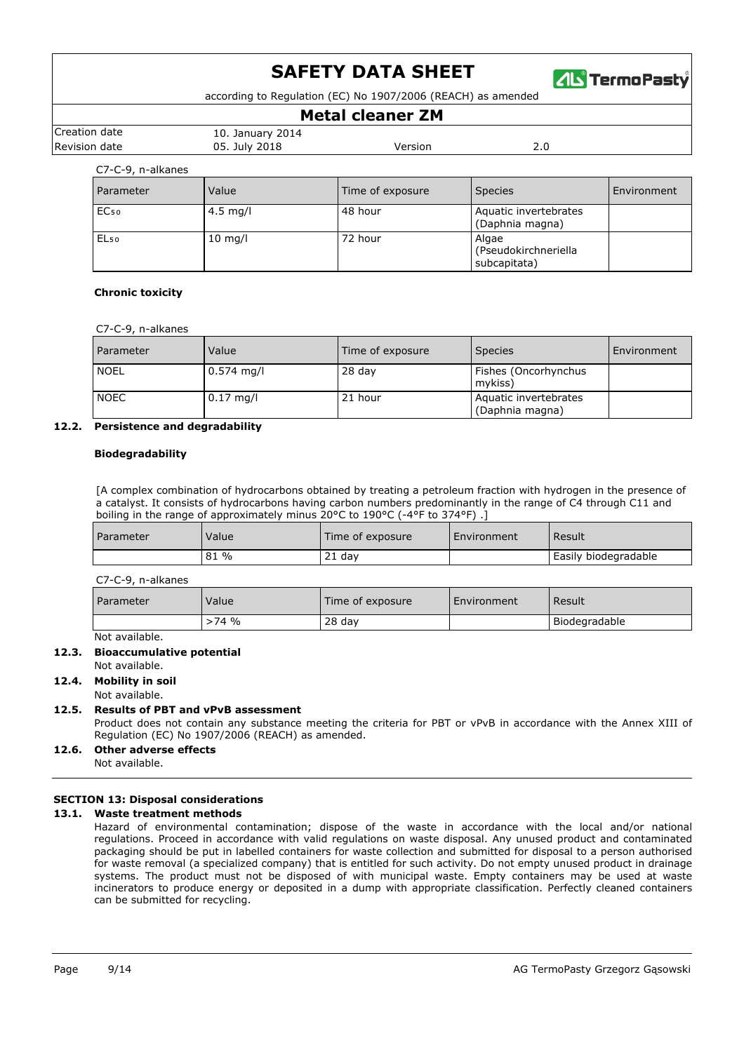C7-C-9, n-alkanes

| Parameter | Value | Time of exposure | Species | Environment |
|---|---|---|---|---|
| $EC_{50}$ | 4.5 mg/l | 48 hour | Aquatic invertebrates (Daphnia magna) | |
| $EL_{50}$ | 10 mg/l | 72 hour | Algae (Pseudokirchneriella subcapitata) | |

**Chronic toxicity**

C7-C-9, n-alkanes

| Parameter | Value | Time of exposure | Species | Environment |
|---|---|---|---|---|
| NOEL | 0.574 mg/l | 28 day | Fishes (Oncorhynchus mykiss) | |
| NOEC | 0.17 mg/l | 21 hour | Aquatic invertebrates (Daphnia magna) | |

### 12.2. Persistence and degradability

**Biodegradability**

[A complex combination of hydrocarbons obtained by treating a petroleum fraction with hydrogen in the presence of a catalyst. It consists of hydrocarbons having carbon numbers predominantly in the range of C4 through C11 and boiling in the range of approximately minus 20°C to 190°C (-4°F to 374°F) .]

| Parameter | Value | Time of exposure | Environment | Result |
|---|---|---|---|---|
| | 81 % | 21 day | | Easily biodegradable |

C7-C-9, n-alkanes

| Parameter | Value | Time of exposure | Environment | Result |
|---|---|---|---|---|
| | >74 % | 28 day | | Biodegradable |

Not available.

### 12.3. Bioaccumulative potential

Not available.

### 12.4. Mobility in soil

Not available.

### 12.5. Results of PBT and vPvB assessment

Product does not contain any substance meeting the criteria for PBT or vPvB in accordance with the Annex XIII of Regulation (EC) No 1907/2006 (REACH) as amended.

### 12.6. Other adverse effects

Not available.

## SECTION 13: Disposal considerations

### 13.1. Waste treatment methods

Hazard of environmental contamination; dispose of the waste in accordance with the local and/or national regulations. Proceed in accordance with valid regulations on waste disposal. Any unused product and contaminated packaging should be put in labelled containers for waste collection and submitted for disposal to a person authorised for waste removal (a specialized company) that is entitled for such activity. Do not empty unused product in drainage systems. The product must not be disposed of with municipal waste. Empty containers may be used at waste incinerators to produce energy or deposited in a dump with appropriate classification. Perfectly cleaned containers can be submitted for recycling.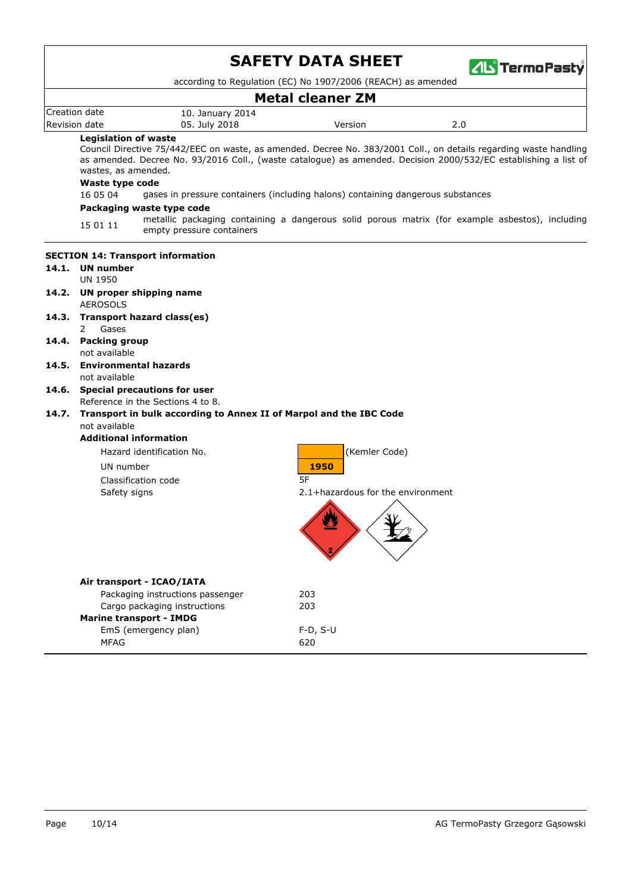**Legislation of waste**

Council Directive 75/442/EEC on waste, as amended. Decree No. 383/2001 Coll., on details regarding waste handling as amended. Decree No. 93/2016 Coll., (waste catalogue) as amended. Decision 2000/532/EC establishing a list of wastes, as amended.

**Waste type code**

16 05 04 gases in pressure containers (including halons) containing dangerous substances

**Packaging waste type code**

15 01 11 metallic packaging containing a dangerous solid porous matrix (for example asbestos), including empty pressure containers

## SECTION 14: Transport information

**14.1. UN number**

UN 1950

**14.2. UN proper shipping name**

AEROSOLS

**14.3. Transport hazard class(es)**

2 Gases

**14.4. Packing group**

not available

**14.5. Environmental hazards**

not available

**14.6. Special precautions for user**

Reference in the Sections 4 to 8.

**14.7. Transport in bulk according to Annex II of Marpol and the IBC Code**

not available

**Additional information**

| | |
|---|---|
| Hazard identification No. | (Kemler Code) |
| UN number | 1950 |
| Classification code | 5F |
| Safety signs | 2.1+hazardous for the environment |

**Air transport - ICAO/IATA**

| | |
|---|---|
| Packaging instructions passenger | 203 |
| Cargo packaging instructions | 203 |

**Marine transport - IMDG**

| | |
|---|---|
| EmS (emergency plan) | F-D, S-U |
| MFAG | 620 |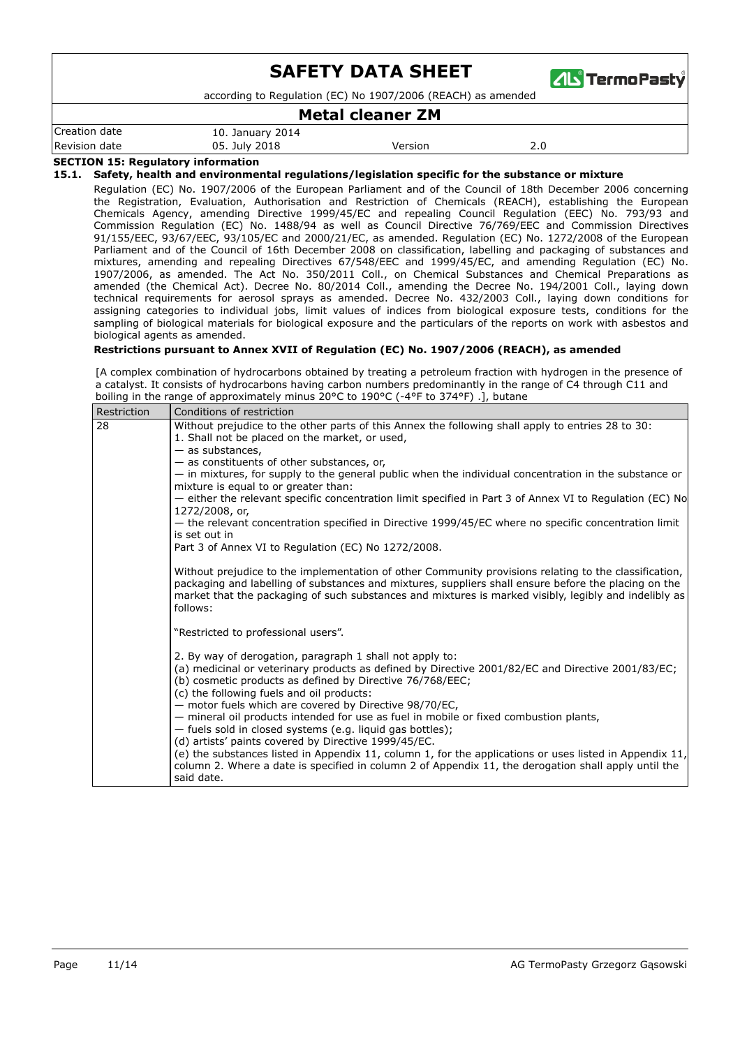## SECTION 15: Regulatory information

### 15.1. Safety, health and environmental regulations/legislation specific for the substance or mixture

Regulation (EC) No. 1907/2006 of the European Parliament and of the Council of 18th December 2006 concerning the Registration, Evaluation, Authorisation and Restriction of Chemicals (REACH), establishing the European Chemicals Agency, amending Directive 1999/45/EC and repealing Council Regulation (EEC) No. 793/93 and Commission Regulation (EC) No. 1488/94 as well as Council Directive 76/769/EEC and Commission Directives 91/155/EEC, 93/67/EEC, 93/105/EC and 2000/21/EC, as amended. Regulation (EC) No. 1272/2008 of the European Parliament and of the Council of 16th December 2008 on classification, labelling and packaging of substances and mixtures, amending and repealing Directives 67/548/EEC and 1999/45/EC, and amending Regulation (EC) No. 1907/2006, as amended. The Act No. 350/2011 Coll., on Chemical Substances and Chemical Preparations as amended (the Chemical Act). Decree No. 80/2014 Coll., amending the Decree No. 194/2001 Coll., laying down technical requirements for aerosol sprays as amended. Decree No. 432/2003 Coll., laying down conditions for assigning categories to individual jobs, limit values of indices from biological exposure tests, conditions for the sampling of biological materials for biological exposure and the particulars of the reports on work with asbestos and biological agents as amended.

**Restrictions pursuant to Annex XVII of Regulation (EC) No. 1907/2006 (REACH), as amended**

[A complex combination of hydrocarbons obtained by treating a petroleum fraction with hydrogen in the presence of a catalyst. It consists of hydrocarbons having carbon numbers predominantly in the range of C4 through C11 and boiling in the range of approximately minus 20°C to 190°C (-4°F to 374°F) .], butane

| Restriction | Conditions of restriction |
|---|---|
| 28 | Without prejudice to the other parts of this Annex the following shall apply to entries 28 to 30:<br>1. Shall not be placed on the market, or used,<br>— as substances,<br>— as constituents of other substances, or,<br>— in mixtures, for supply to the general public when the individual concentration in the substance or mixture is equal to or greater than:<br>— either the relevant specific concentration limit specified in Part 3 of Annex VI to Regulation (EC) No 1272/2008, or,<br>— the relevant concentration specified in Directive 1999/45/EC where no specific concentration limit is set out in<br>Part 3 of Annex VI to Regulation (EC) No 1272/2008.<br><br>Without prejudice to the implementation of other Community provisions relating to the classification, packaging and labelling of substances and mixtures, suppliers shall ensure before the placing on the market that the packaging of such substances and mixtures is marked visibly, legibly and indelibly as follows:<br><br>"Restricted to professional users".<br><br>2. By way of derogation, paragraph 1 shall not apply to:<br>(a) medicinal or veterinary products as defined by Directive 2001/82/EC and Directive 2001/83/EC;<br>(b) cosmetic products as defined by Directive 76/768/EEC;<br>(c) the following fuels and oil products:<br>— motor fuels which are covered by Directive 98/70/EC,<br>— mineral oil products intended for use as fuel in mobile or fixed combustion plants,<br>— fuels sold in closed systems (e.g. liquid gas bottles);<br>(d) artists' paints covered by Directive 1999/45/EC.<br>(e) the substances listed in Appendix 11, column 1, for the applications or uses listed in Appendix 11, column 2. Where a date is specified in column 2 of Appendix 11, the derogation shall apply until the said date. |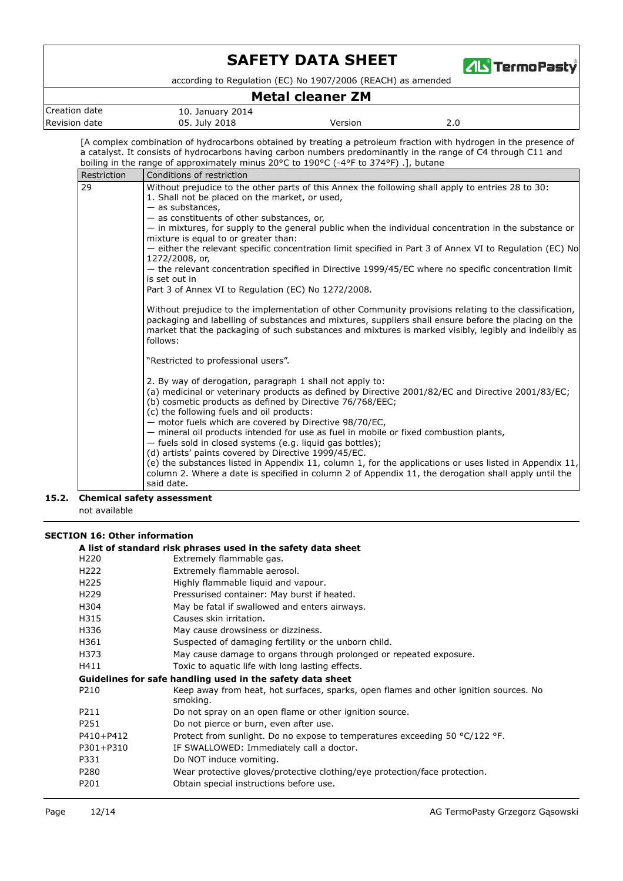[A complex combination of hydrocarbons obtained by treating a petroleum fraction with hydrogen in the presence of a catalyst. It consists of hydrocarbons having carbon numbers predominantly in the range of C4 through C11 and boiling in the range of approximately minus 20°C to 190°C (-4°F to 374°F) .], butane

| Restriction | Conditions of restriction |
|---|---|
| 29 | Without prejudice to the other parts of this Annex the following shall apply to entries 28 to 30:<br>1. Shall not be placed on the market, or used,<br>— as substances,<br>— as constituents of other substances, or,<br>— in mixtures, for supply to the general public when the individual concentration in the substance or mixture is equal to or greater than:<br>— either the relevant specific concentration limit specified in Part 3 of Annex VI to Regulation (EC) No 1272/2008, or,<br>— the relevant concentration specified in Directive 1999/45/EC where no specific concentration limit is set out in<br>Part 3 of Annex VI to Regulation (EC) No 1272/2008.<br><br>Without prejudice to the implementation of other Community provisions relating to the classification, packaging and labelling of substances and mixtures, suppliers shall ensure before the placing on the market that the packaging of such substances and mixtures is marked visibly, legibly and indelibly as follows:<br><br>"Restricted to professional users".<br><br>2. By way of derogation, paragraph 1 shall not apply to:<br>(a) medicinal or veterinary products as defined by Directive 2001/82/EC and Directive 2001/83/EC;<br>(b) cosmetic products as defined by Directive 76/768/EEC;<br>(c) the following fuels and oil products:<br>— motor fuels which are covered by Directive 98/70/EC,<br>— mineral oil products intended for use as fuel in mobile or fixed combustion plants,<br>— fuels sold in closed systems (e.g. liquid gas bottles);<br>(d) artists' paints covered by Directive 1999/45/EC.<br>(e) the substances listed in Appendix 11, column 1, for the applications or uses listed in Appendix 11, column 2. Where a date is specified in column 2 of Appendix 11, the derogation shall apply until the said date. |

### 15.2. Chemical safety assessment

not available

## SECTION 16: Other information

**A list of standard risk phrases used in the safety data sheet**

| | |
|---|---|
| H220 | Extremely flammable gas. |
| H222 | Extremely flammable aerosol. |
| H225 | Highly flammable liquid and vapour. |
| H229 | Pressurised container: May burst if heated. |
| H304 | May be fatal if swallowed and enters airways. |
| H315 | Causes skin irritation. |
| H336 | May cause drowsiness or dizziness. |
| H361 | Suspected of damaging fertility or the unborn child. |
| H373 | May cause damage to organs through prolonged or repeated exposure. |
| H411 | Toxic to aquatic life with long lasting effects. |

**Guidelines for safe handling used in the safety data sheet**

| | |
|---|---|
| P210 | Keep away from heat, hot surfaces, sparks, open flames and other ignition sources. No smoking. |
| P211 | Do not spray on an open flame or other ignition source. |
| P251 | Do not pierce or burn, even after use. |
| P410+P412 | Protect from sunlight. Do no expose to temperatures exceeding 50 °C/122 °F. |
| P301+P310 | IF SWALLOWED: Immediately call a doctor. |
| P331 | Do NOT induce vomiting. |
| P280 | Wear protective gloves/protective clothing/eye protection/face protection. |
| P201 | Obtain special instructions before use. |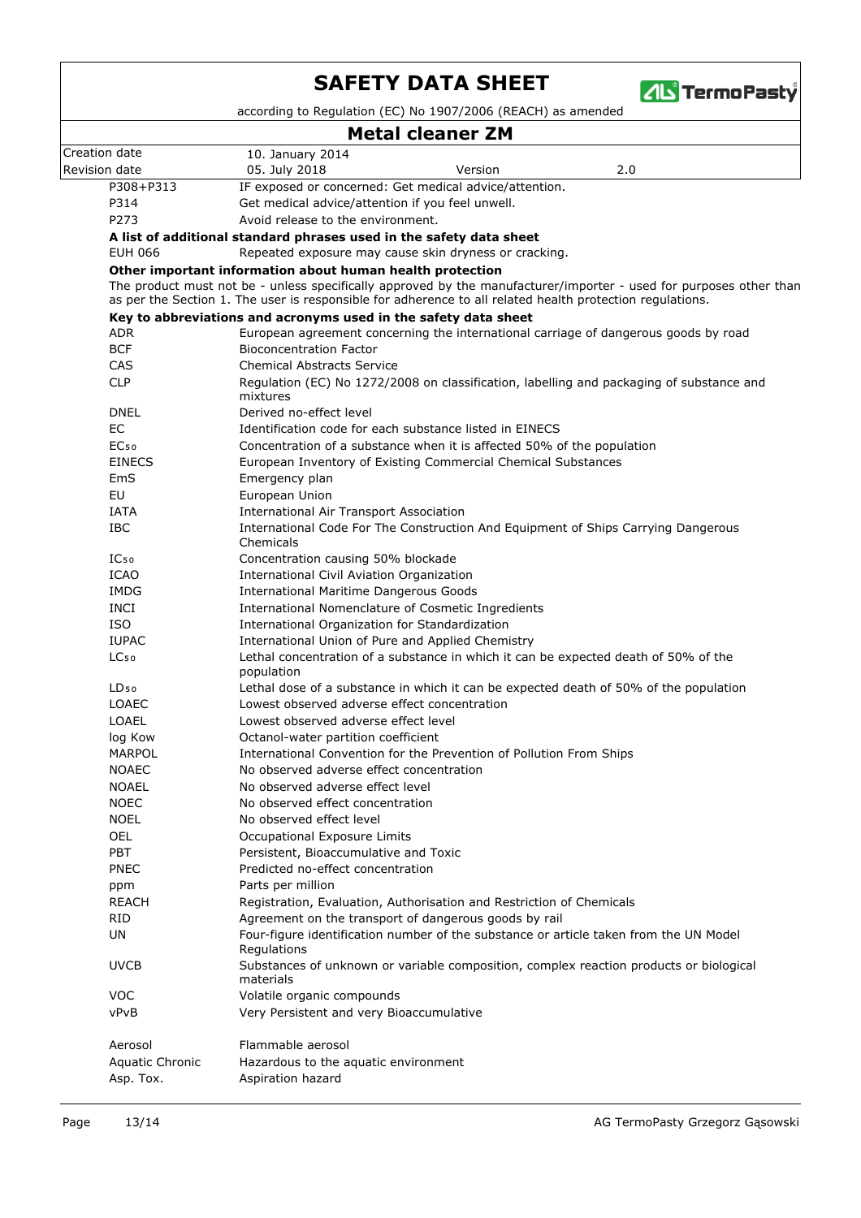| | |
|---|---|
| P308+P313 | IF exposed or concerned: Get medical advice/attention. |
| P314 | Get medical advice/attention if you feel unwell. |
| P273 | Avoid release to the environment. |

**A list of additional standard phrases used in the safety data sheet**

| | |
|---|---|
| EUH 066 | Repeated exposure may cause skin dryness or cracking. |

**Other important information about human health protection**

The product must not be - unless specifically approved by the manufacturer/importer - used for purposes other than as per the Section 1. The user is responsible for adherence to all related health protection regulations.

**Key to abbreviations and acronyms used in the safety data sheet**

| | |
|---|---|
| ADR | European agreement concerning the international carriage of dangerous goods by road |
| BCF | Bioconcentration Factor |
| CAS | Chemical Abstracts Service |
| CLP | Regulation (EC) No 1272/2008 on classification, labelling and packaging of substance and mixtures |
| DNEL | Derived no-effect level |
| EC | Identification code for each substance listed in EINECS |
| $EC_{50}$ | Concentration of a substance when it is affected 50% of the population |
| EINECS | European Inventory of Existing Commercial Chemical Substances |
| EmS | Emergency plan |
| EU | European Union |
| IATA | International Air Transport Association |
| IBC | International Code For The Construction And Equipment of Ships Carrying Dangerous Chemicals |
| $IC_{50}$ | Concentration causing 50% blockade |
| ICAO | International Civil Aviation Organization |
| IMDG | International Maritime Dangerous Goods |
| INCI | International Nomenclature of Cosmetic Ingredients |
| ISO | International Organization for Standardization |
| IUPAC | International Union of Pure and Applied Chemistry |
| $LC_{50}$ | Lethal concentration of a substance in which it can be expected death of 50% of the population |
| $LD_{50}$ | Lethal dose of a substance in which it can be expected death of 50% of the population |
| LOAEC | Lowest observed adverse effect concentration |
| LOAEL | Lowest observed adverse effect level |
| log Kow | Octanol-water partition coefficient |
| MARPOL | International Convention for the Prevention of Pollution From Ships |
| NOAEC | No observed adverse effect concentration |
| NOAEL | No observed adverse effect level |
| NOEC | No observed effect concentration |
| NOEL | No observed effect level |
| OEL | Occupational Exposure Limits |
| PBT | Persistent, Bioaccumulative and Toxic |
| PNEC | Predicted no-effect concentration |
| ppm | Parts per million |
| REACH | Registration, Evaluation, Authorisation and Restriction of Chemicals |
| RID | Agreement on the transport of dangerous goods by rail |
| UN | Four-figure identification number of the substance or article taken from the UN Model Regulations |
| UVCB | Substances of unknown or variable composition, complex reaction products or biological materials |
| VOC | Volatile organic compounds |
| vPvB | Very Persistent and very Bioaccumulative |
| | |
| Aerosol | Flammable aerosol |
| Aquatic Chronic | Hazardous to the aquatic environment |
| Asp. Tox. | Aspiration hazard |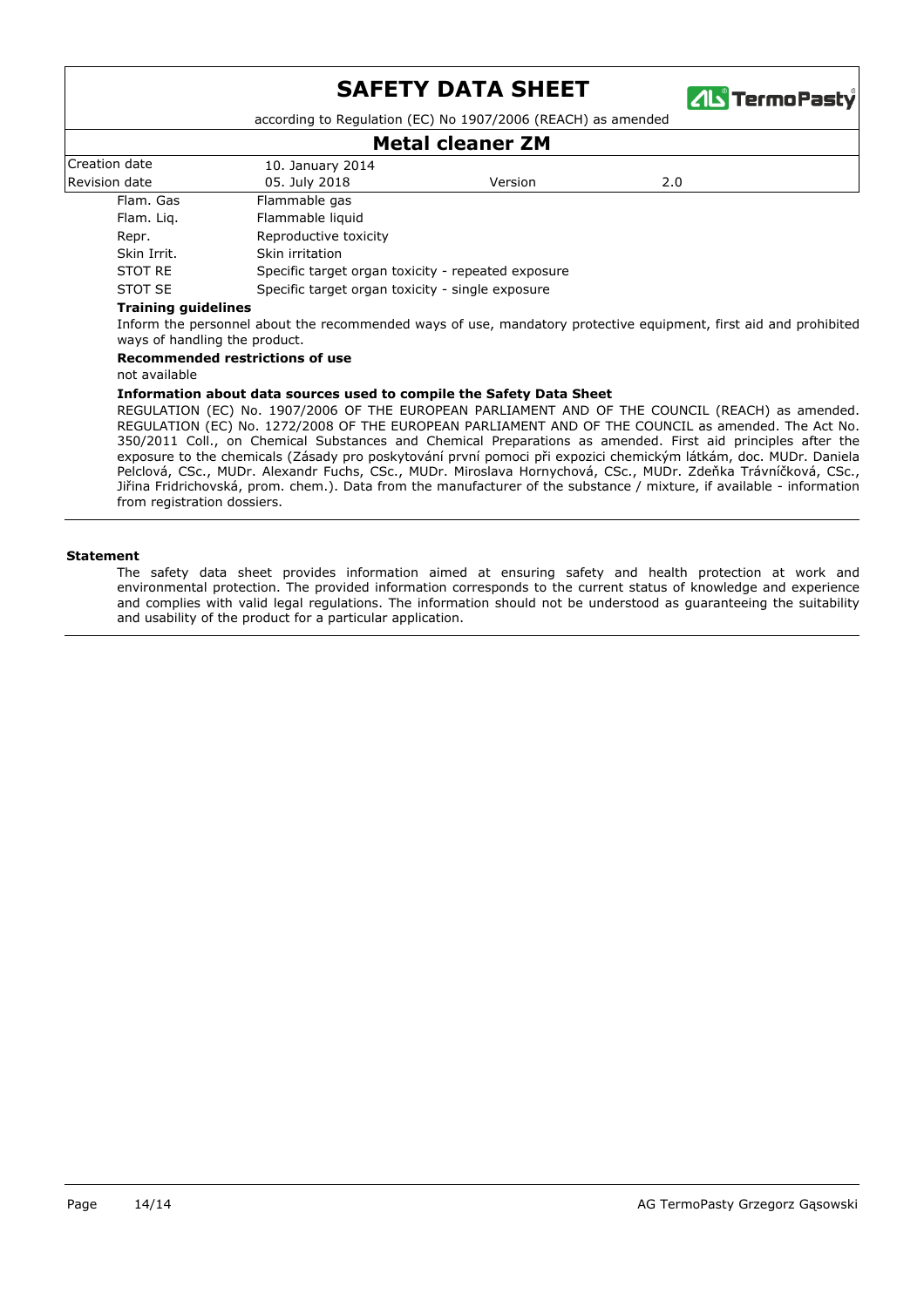| | |
|---|---|
| Flam. Gas | Flammable gas |
| Flam. Liq. | Flammable liquid |
| Repr. | Reproductive toxicity |
| Skin Irrit. | Skin irritation |
| STOT RE | Specific target organ toxicity - repeated exposure |
| STOT SE | Specific target organ toxicity - single exposure |

**Training guidelines**

Inform the personnel about the recommended ways of use, mandatory protective equipment, first aid and prohibited ways of handling the product.

**Recommended restrictions of use**

not available

**Information about data sources used to compile the Safety Data Sheet**

REGULATION (EC) No. 1907/2006 OF THE EUROPEAN PARLIAMENT AND OF THE COUNCIL (REACH) as amended. REGULATION (EC) No. 1272/2008 OF THE EUROPEAN PARLIAMENT AND OF THE COUNCIL as amended. The Act No. 350/2011 Coll., on Chemical Substances and Chemical Preparations as amended. First aid principles after the exposure to the chemicals (Zásady pro poskytování první pomoci při expozici chemickým látkám, doc. MUDr. Daniela Pelclová, CSc., MUDr. Alexandr Fuchs, CSc., MUDr. Miroslava Hornychová, CSc., MUDr. Zdeňka Trávníčková, CSc., Jiřina Fridrichovská, prom. chem.). Data from the manufacturer of the substance / mixture, if available - information from registration dossiers.

**Statement**

The safety data sheet provides information aimed at ensuring safety and health protection at work and environmental protection. The provided information corresponds to the current status of knowledge and experience and complies with valid legal regulations. The information should not be understood as guaranteeing the suitability and usability of the product for a particular application.